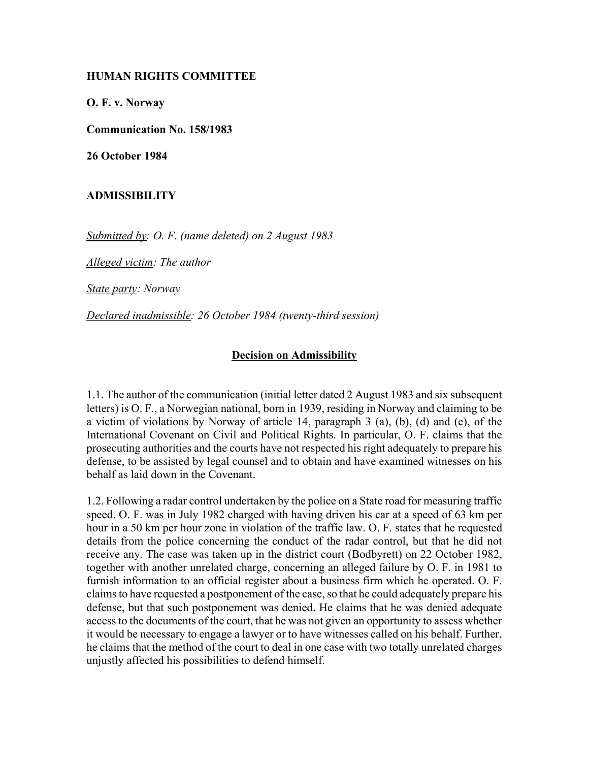**HUMAN RIGHTS COMMITTEE**

**O. F. v. Norway**

**Communication No. 158/1983**

**26 October 1984**

**ADMISSIBILITY**

*Submitted by: O. F. (name deleted) on 2 August 1983*

*Alleged victim: The author*

*State party: Norway*

*Declared inadmissible: 26 October 1984 (twenty-third session)*

**Decision on Admissibility**

1.1. The author of the communication (initial letter dated 2 August 1983 and six subsequent letters) is O. F., a Norwegian national, born in 1939, residing in Norway and claiming to be a victim of violations by Norway of article 14, paragraph 3 (a), (b), (d) and (e), of the International Covenant on Civil and Political Rights. In particular, O. F. claims that the prosecuting authorities and the courts have not respected his right adequately to prepare his defense, to be assisted by legal counsel and to obtain and have examined witnesses on his behalf as laid down in the Covenant.

1.2. Following a radar control undertaken by the police on a State road for measuring traffic speed. O. F. was in July 1982 charged with having driven his car at a speed of 63 km per hour in a 50 km per hour zone in violation of the traffic law. O. F. states that he requested details from the police concerning the conduct of the radar control, but that he did not receive any. The case was taken up in the district court (Bodbyrett) on 22 October 1982, together with another unrelated charge, concerning an alleged failure by O. F. in 1981 to furnish information to an official register about a business firm which he operated. O. F. claims to have requested a postponement of the case, so that he could adequately prepare his defense, but that such postponement was denied. He claims that he was denied adequate access to the documents of the court, that he was not given an opportunity to assess whether it would be necessary to engage a lawyer or to have witnesses called on his behalf. Further, he claims that the method of the court to deal in one case with two totally unrelated charges unjustly affected his possibilities to defend himself.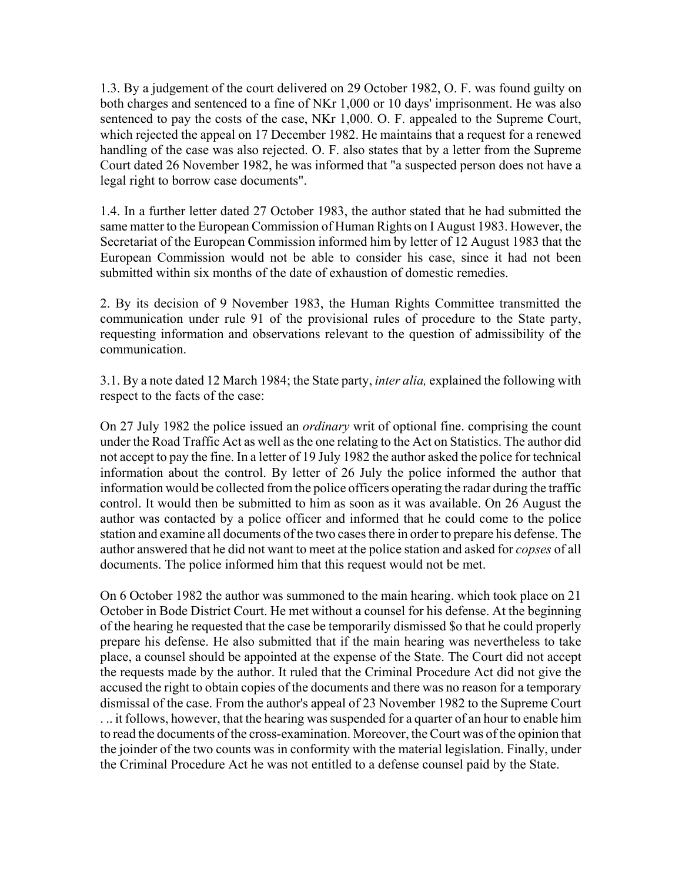1.3. By a judgement of the court delivered on 29 October 1982, O. F. was found guilty on both charges and sentenced to a fine of NKr 1,000 or 10 days' imprisonment. He was also sentenced to pay the costs of the case, NKr 1,000. O. F. appealed to the Supreme Court, which rejected the appeal on 17 December 1982. He maintains that a request for a renewed handling of the case was also rejected. O. F. also states that by a letter from the Supreme Court dated 26 November 1982, he was informed that "a suspected person does not have a legal right to borrow case documents".

1.4. In a further letter dated 27 October 1983, the author stated that he had submitted the same matter to the European Commission of Human Rights on I August 1983. However, the Secretariat of the European Commission informed him by letter of 12 August 1983 that the European Commission would not be able to consider his case, since it had not been submitted within six months of the date of exhaustion of domestic remedies.

2. By its decision of 9 November 1983, the Human Rights Committee transmitted the communication under rule 91 of the provisional rules of procedure to the State party, requesting information and observations relevant to the question of admissibility of the communication.

3.1. By a note dated 12 March 1984; the State party, *inter alia,* explained the following with respect to the facts of the case:

On 27 July 1982 the police issued an *ordinary* writ of optional fine. comprising the count under the Road Traffic Act as well as the one relating to the Act on Statistics. The author did not accept to pay the fine. In a letter of 19 July 1982 the author asked the police for technical information about the control. By letter of 26 July the police informed the author that information would be collected from the police officers operating the radar during the traffic control. It would then be submitted to him as soon as it was available. On 26 August the author was contacted by a police officer and informed that he could come to the police station and examine all documents of the two cases there in order to prepare his defense. The author answered that he did not want to meet at the police station and asked for *copses* of all documents. The police informed him that this request would not be met.

On 6 October 1982 the author was summoned to the main hearing. which took place on 21 October in Bode District Court. He met without a counsel for his defense. At the beginning of the hearing he requested that the case be temporarily dismissed $o that he could properly prepare his defense. He also submitted that if the main hearing was nevertheless to take place, a counsel should be appointed at the expense of the State. The Court did not accept the requests made by the author. It ruled that the Criminal Procedure Act did not give the accused the right to obtain copies of the documents and there was no reason for a temporary dismissal of the case. From the author's appeal of 23 November 1982 to the Supreme Court . .. it follows, however, that the hearing was suspended for a quarter of an hour to enable him to read the documents of the cross-examination. Moreover, the Court was of the opinion that the joinder of the two counts was in conformity with the material legislation. Finally, under the Criminal Procedure Act he was not entitled to a defense counsel paid by the State.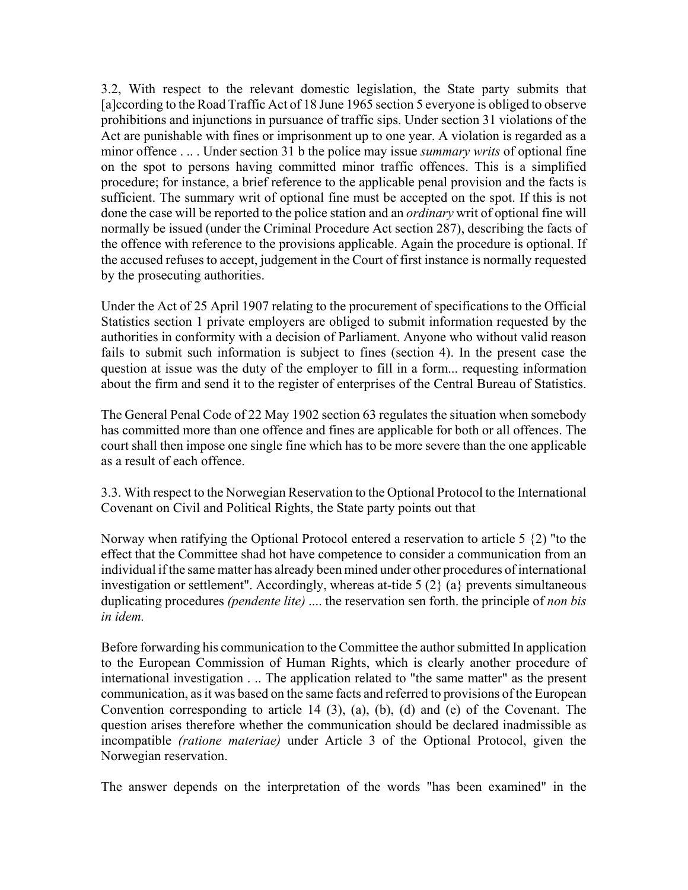3.2, With respect to the relevant domestic legislation, the State party submits that [a]ccording to the Road Traffic Act of 18 June 1965 section 5 everyone is obliged to observe prohibitions and injunctions in pursuance of traffic sips. Under section 31 violations of the Act are punishable with fines or imprisonment up to one year. A violation is regarded as a minor offence . .. . Under section 31 b the police may issue *summary writs* of optional fine on the spot to persons having committed minor traffic offences. This is a simplified procedure; for instance, a brief reference to the applicable penal provision and the facts is sufficient. The summary writ of optional fine must be accepted on the spot. If this is not done the case will be reported to the police station and an *ordinary* writ of optional fine will normally be issued (under the Criminal Procedure Act section 287), describing the facts of the offence with reference to the provisions applicable. Again the procedure is optional. If the accused refuses to accept, judgement in the Court of first instance is normally requested by the prosecuting authorities.

Under the Act of 25 April 1907 relating to the procurement of specifications to the Official Statistics section 1 private employers are obliged to submit information requested by the authorities in conformity with a decision of Parliament. Anyone who without valid reason fails to submit such information is subject to fines (section 4). In the present case the question at issue was the duty of the employer to fill in a form... requesting information about the firm and send it to the register of enterprises of the Central Bureau of Statistics.

The General Penal Code of 22 May 1902 section 63 regulates the situation when somebody has committed more than one offence and fines are applicable for both or all offences. The court shall then impose one single fine which has to be more severe than the one applicable as a result of each offence.

3.3. With respect to the Norwegian Reservation to the Optional Protocol to the International Covenant on Civil and Political Rights, the State party points out that

Norway when ratifying the Optional Protocol entered a reservation to article 5 {2) "to the effect that the Committee shad hot have competence to consider a communication from an individual if the same matter has already been mined under other procedures of international investigation or settlement". Accordingly, whereas at-tide 5 (2} (a} prevents simultaneous duplicating procedures *(pendente lite)* .... the reservation sen forth. the principle of *non bis in idem.*

Before forwarding his communication to the Committee the author submitted In application to the European Commission of Human Rights, which is clearly another procedure of international investigation . .. The application related to "the same matter" as the present communication, as it was based on the same facts and referred to provisions of the European Convention corresponding to article 14 (3), (a), (b), (d) and (e) of the Covenant. The question arises therefore whether the communication should be declared inadmissible as incompatible *(ratione materiae)* under Article 3 of the Optional Protocol, given the Norwegian reservation.

The answer depends on the interpretation of the words "has been examined" in the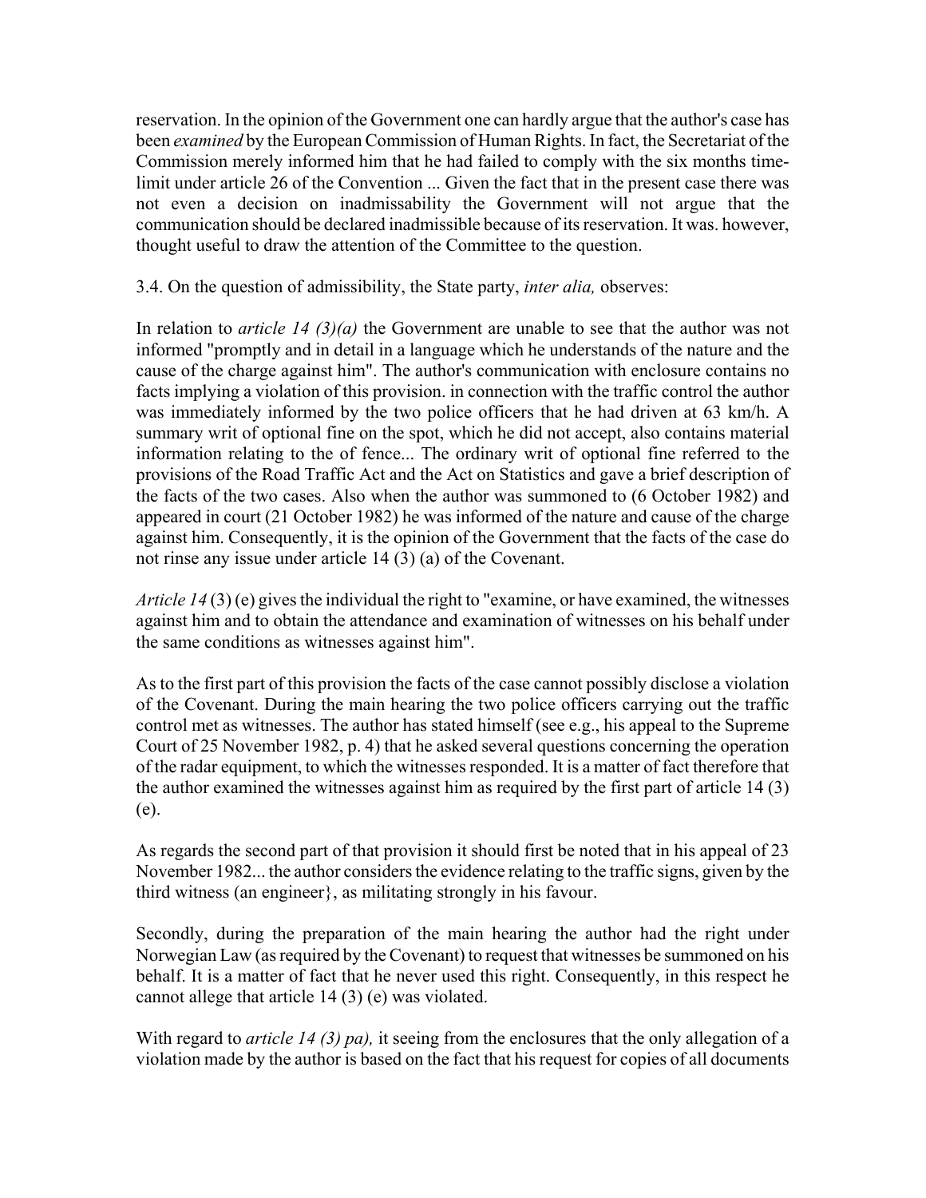reservation. In the opinion of the Government one can hardly argue that the author's case has been *examined* by the European Commission of Human Rights. In fact, the Secretariat of the Commission merely informed him that he had failed to comply with the six months time-limit under article 26 of the Convention ... Given the fact that in the present case there was not even a decision on inadmissability the Government will not argue that the communication should be declared inadmissible because of its reservation. It was. however, thought useful to draw the attention of the Committee to the question.

3.4. On the question of admissibility, the State party, *inter alia,* observes:

In relation to *article 14 (3)(a)* the Government are unable to see that the author was not informed "promptly and in detail in a language which he understands of the nature and the cause of the charge against him". The author's communication with enclosure contains no facts implying a violation of this provision. in connection with the traffic control the author was immediately informed by the two police officers that he had driven at 63 km/h. A summary writ of optional fine on the spot, which he did not accept, also contains material information relating to the of fence... The ordinary writ of optional fine referred to the provisions of the Road Traffic Act and the Act on Statistics and gave a brief description of the facts of the two cases. Also when the author was summoned to (6 October 1982) and appeared in court (21 October 1982) he was informed of the nature and cause of the charge against him. Consequently, it is the opinion of the Government that the facts of the case do not rinse any issue under article 14 (3) (a) of the Covenant.

*Article 14* (3) (e) gives the individual the right to "examine, or have examined, the witnesses against him and to obtain the attendance and examination of witnesses on his behalf under the same conditions as witnesses against him".

As to the first part of this provision the facts of the case cannot possibly disclose a violation of the Covenant. During the main hearing the two police officers carrying out the traffic control met as witnesses. The author has stated himself (see e.g., his appeal to the Supreme Court of 25 November 1982, p. 4) that he asked several questions concerning the operation of the radar equipment, to which the witnesses responded. It is a matter of fact therefore that the author examined the witnesses against him as required by the first part of article 14 (3) (e).

As regards the second part of that provision it should first be noted that in his appeal of 23 November 1982... the author considers the evidence relating to the traffic signs, given by the third witness (an engineer}, as militating strongly in his favour.

Secondly, during the preparation of the main hearing the author had the right under Norwegian Law (as required by the Covenant) to request that witnesses be summoned on his behalf. It is a matter of fact that he never used this right. Consequently, in this respect he cannot allege that article 14 (3) (e) was violated.

With regard to *article 14 (3) pa),* it seeing from the enclosures that the only allegation of a violation made by the author is based on the fact that his request for copies of all documents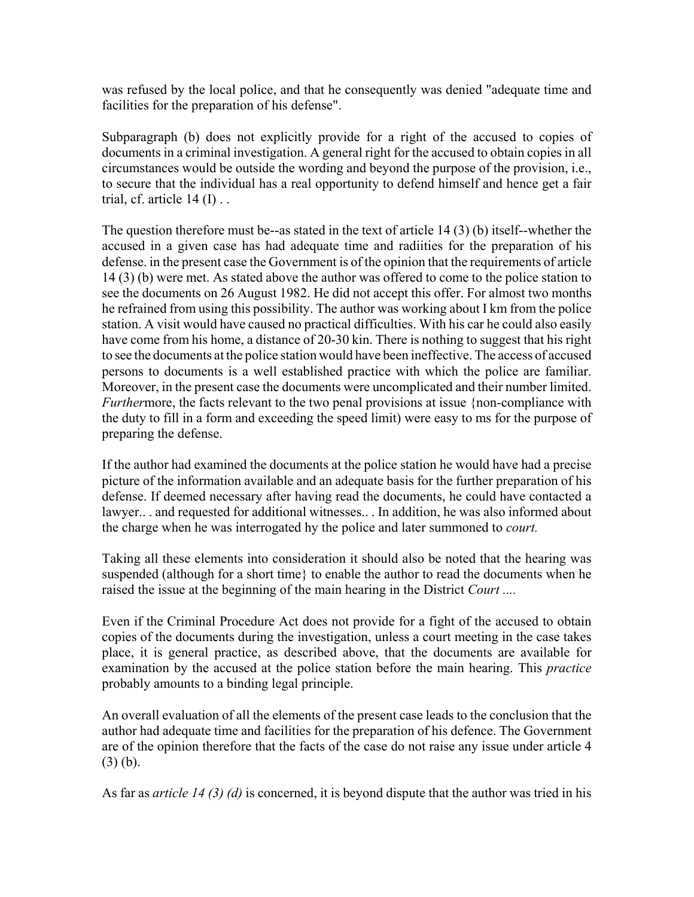was refused by the local police, and that he consequently was denied "adequate time and facilities for the preparation of his defense".

Subparagraph (b) does not explicitly provide for a right of the accused to copies of documents in a criminal investigation. A general right for the accused to obtain copies in all circumstances would be outside the wording and beyond the purpose of the provision, i.e., to secure that the individual has a real opportunity to defend himself and hence get a fair trial, cf. article 14 (I) . .

The question therefore must be--as stated in the text of article 14 (3) (b) itself--whether the accused in a given case has had adequate time and radiities for the preparation of his defense. in the present case the Government is of the opinion that the requirements of article 14 (3) (b) were met. As stated above the author was offered to come to the police station to see the documents on 26 August 1982. He did not accept this offer. For almost two months he refrained from using this possibility. The author was working about I km from the police station. A visit would have caused no practical difficulties. With his car he could also easily have come from his home, a distance of 20-30 kin. There is nothing to suggest that his right to see the documents at the police station would have been ineffective. The access of accused persons to documents is a well established practice with which the police are familiar. Moreover, in the present case the documents were uncomplicated and their number limited. *Further*more, the facts relevant to the two penal provisions at issue {non-compliance with the duty to fill in a form and exceeding the speed limit) were easy to ms for the purpose of preparing the defense.

If the author had examined the documents at the police station he would have had a precise picture of the information available and an adequate basis for the further preparation of his defense. If deemed necessary after having read the documents, he could have contacted a lawyer.. . and requested for additional witnesses.. . In addition, he was also informed about the charge when he was interrogated hy the police and later summoned to *court.*

Taking all these elements into consideration it should also be noted that the hearing was suspended (although for a short time} to enable the author to read the documents when he raised the issue at the beginning of the main hearing in the District *Court ....*

Even if the Criminal Procedure Act does not provide for a fight of the accused to obtain copies of the documents during the investigation, unless a court meeting in the case takes place, it is general practice, as described above, that the documents are available for examination by the accused at the police station before the main hearing. This *practice* probably amounts to a binding legal principle.

An overall evaluation of all the elements of the present case leads to the conclusion that the author had adequate time and facilities for the preparation of his defence. The Government are of the opinion therefore that the facts of the case do not raise any issue under article 4 (3) (b).

As far as *article 14 (3) (d)* is concerned, it is beyond dispute that the author was tried in his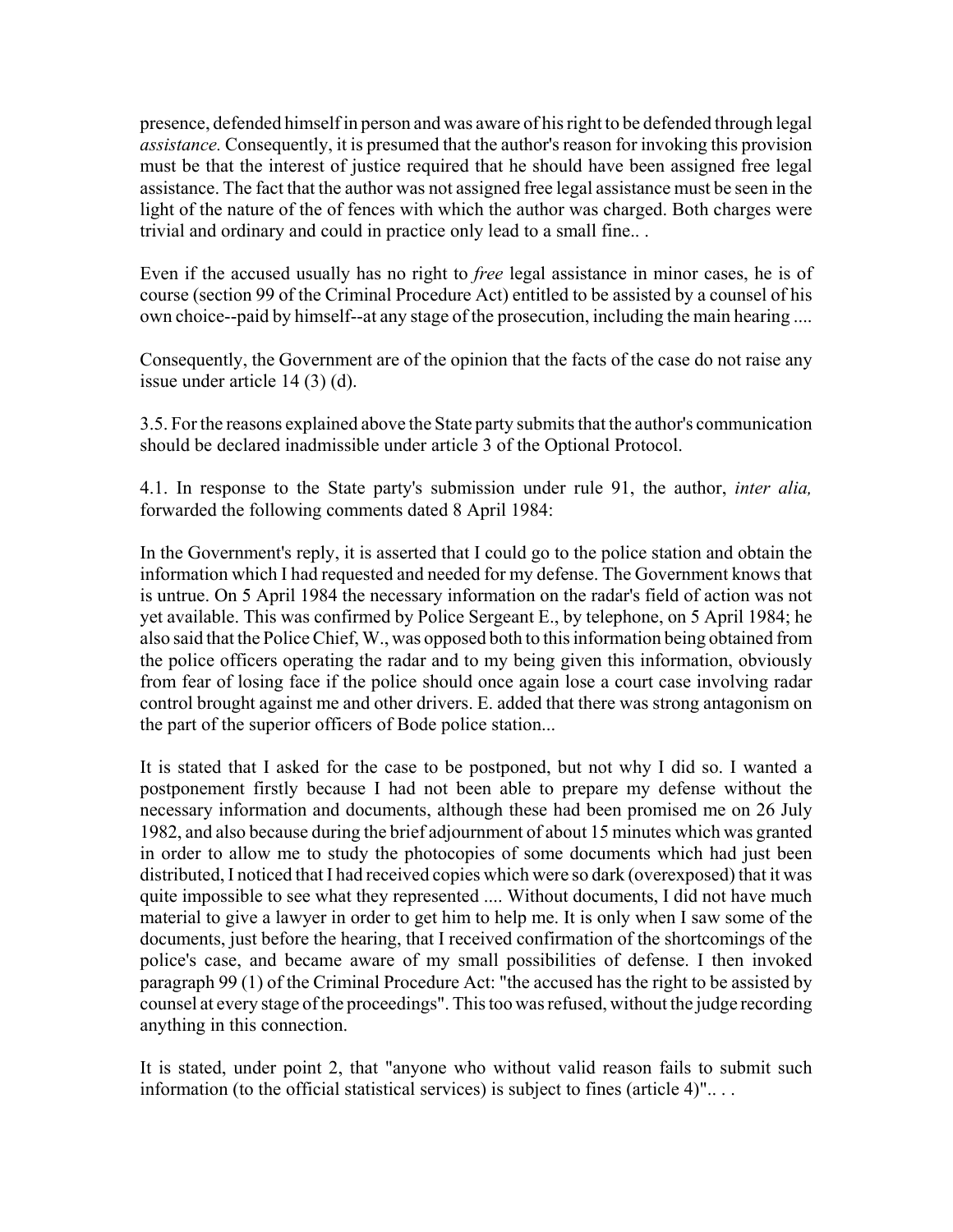presence, defended himself in person and was aware of his right to be defended through legal *assistance.* Consequently, it is presumed that the author's reason for invoking this provision must be that the interest of justice required that he should have been assigned free legal assistance. The fact that the author was not assigned free legal assistance must be seen in the light of the nature of the of fences with which the author was charged. Both charges were trivial and ordinary and could in practice only lead to a small fine.. .

Even if the accused usually has no right to *free* legal assistance in minor cases, he is of course (section 99 of the Criminal Procedure Act) entitled to be assisted by a counsel of his own choice--paid by himself--at any stage of the prosecution, including the main hearing ....

Consequently, the Government are of the opinion that the facts of the case do not raise any issue under article 14 (3) (d).

3.5. For the reasons explained above the State party submits that the author's communication should be declared inadmissible under article 3 of the Optional Protocol.

4.1. In response to the State party's submission under rule 91, the author, *inter alia,* forwarded the following comments dated 8 April 1984:

In the Government's reply, it is asserted that I could go to the police station and obtain the information which I had requested and needed for my defense. The Government knows that is untrue. On 5 April 1984 the necessary information on the radar's field of action was not yet available. This was confirmed by Police Sergeant E., by telephone, on 5 April 1984; he also said that the Police Chief, W., was opposed both to this information being obtained from the police officers operating the radar and to my being given this information, obviously from fear of losing face if the police should once again lose a court case involving radar control brought against me and other drivers. E. added that there was strong antagonism on the part of the superior officers of Bode police station...

It is stated that I asked for the case to be postponed, but not why I did so. I wanted a postponement firstly because I had not been able to prepare my defense without the necessary information and documents, although these had been promised me on 26 July 1982, and also because during the brief adjournment of about 15 minutes which was granted in order to allow me to study the photocopies of some documents which had just been distributed, I noticed that I had received copies which were so dark (overexposed) that it was quite impossible to see what they represented .... Without documents, I did not have much material to give a lawyer in order to get him to help me. It is only when I saw some of the documents, just before the hearing, that I received confirmation of the shortcomings of the police's case, and became aware of my small possibilities of defense. I then invoked paragraph 99 (1) of the Criminal Procedure Act: "the accused has the right to be assisted by counsel at every stage of the proceedings". This too was refused, without the judge recording anything in this connection.

It is stated, under point 2, that "anyone who without valid reason fails to submit such information (to the official statistical services) is subject to fines (article 4)".. . .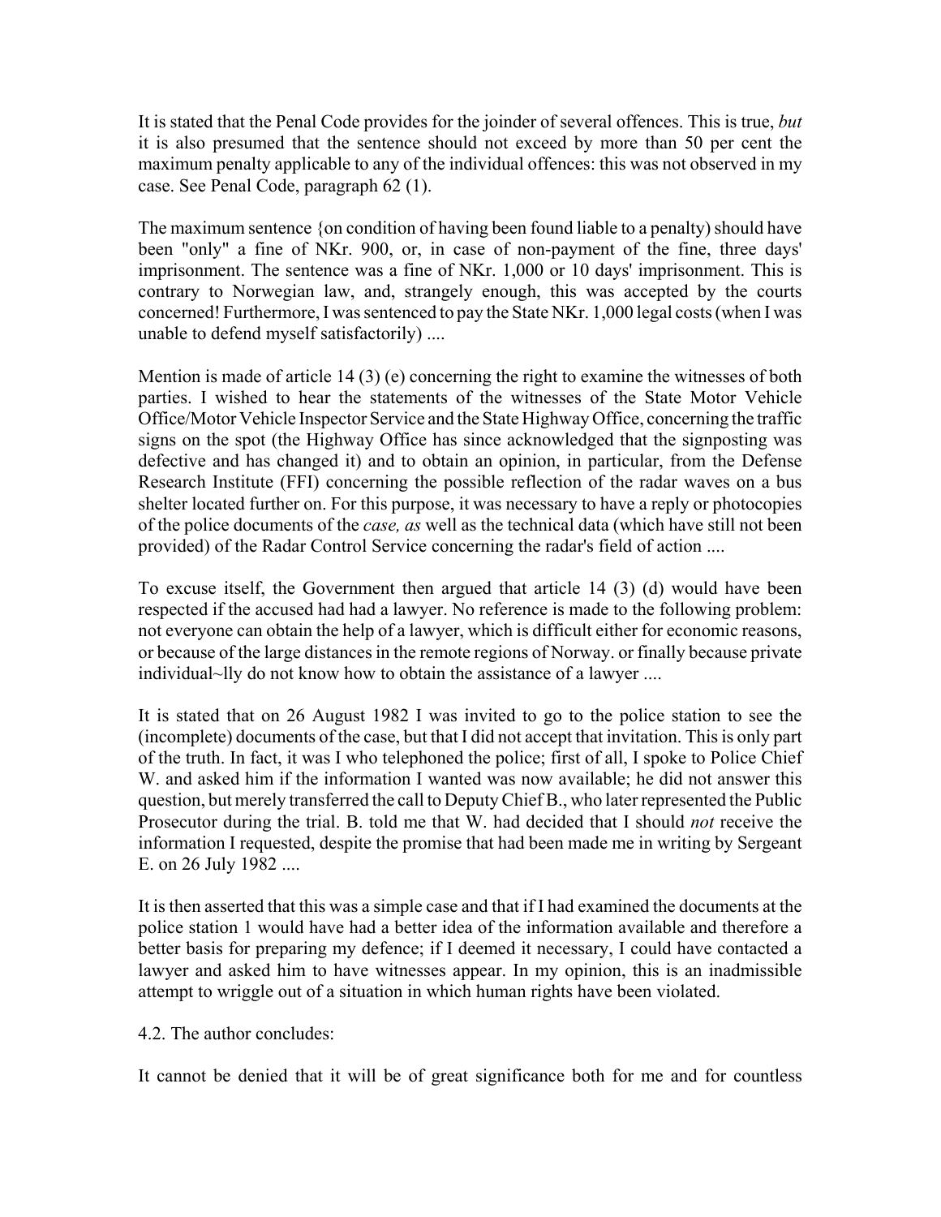It is stated that the Penal Code provides for the joinder of several offences. This is true, *but* it is also presumed that the sentence should not exceed by more than 50 per cent the maximum penalty applicable to any of the individual offences: this was not observed in my case. See Penal Code, paragraph 62 (1).

The maximum sentence {on condition of having been found liable to a penalty) should have been "only" a fine of NKr. 900, or, in case of non-payment of the fine, three days' imprisonment. The sentence was a fine of NKr. 1,000 or 10 days' imprisonment. This is contrary to Norwegian law, and, strangely enough, this was accepted by the courts concerned! Furthermore, I was sentenced to pay the State NKr. 1,000 legal costs (when I was unable to defend myself satisfactorily) ....

Mention is made of article 14 (3) (e) concerning the right to examine the witnesses of both parties. I wished to hear the statements of the witnesses of the State Motor Vehicle Office/Motor Vehicle Inspector Service and the State Highway Office, concerning the traffic signs on the spot (the Highway Office has since acknowledged that the signposting was defective and has changed it) and to obtain an opinion, in particular, from the Defense Research Institute (FFI) concerning the possible reflection of the radar waves on a bus shelter located further on. For this purpose, it was necessary to have a reply or photocopies of the police documents of the *case, as* well as the technical data (which have still not been provided) of the Radar Control Service concerning the radar's field of action ....

To excuse itself, the Government then argued that article 14 (3) (d) would have been respected if the accused had had a lawyer. No reference is made to the following problem: not everyone can obtain the help of a lawyer, which is difficult either for economic reasons, or because of the large distances in the remote regions of Norway. or finally because private individual~lly do not know how to obtain the assistance of a lawyer ....

It is stated that on 26 August 1982 I was invited to go to the police station to see the (incomplete) documents of the case, but that I did not accept that invitation. This is only part of the truth. In fact, it was I who telephoned the police; first of all, I spoke to Police Chief W. and asked him if the information I wanted was now available; he did not answer this question, but merely transferred the call to Deputy Chief B., who later represented the Public Prosecutor during the trial. B. told me that W. had decided that I should *not* receive the information I requested, despite the promise that had been made me in writing by Sergeant E. on 26 July 1982 ....

It is then asserted that this was a simple case and that if I had examined the documents at the police station 1 would have had a better idea of the information available and therefore a better basis for preparing my defence; if I deemed it necessary, I could have contacted a lawyer and asked him to have witnesses appear. In my opinion, this is an inadmissible attempt to wriggle out of a situation in which human rights have been violated.

4.2. The author concludes:

It cannot be denied that it will be of great significance both for me and for countless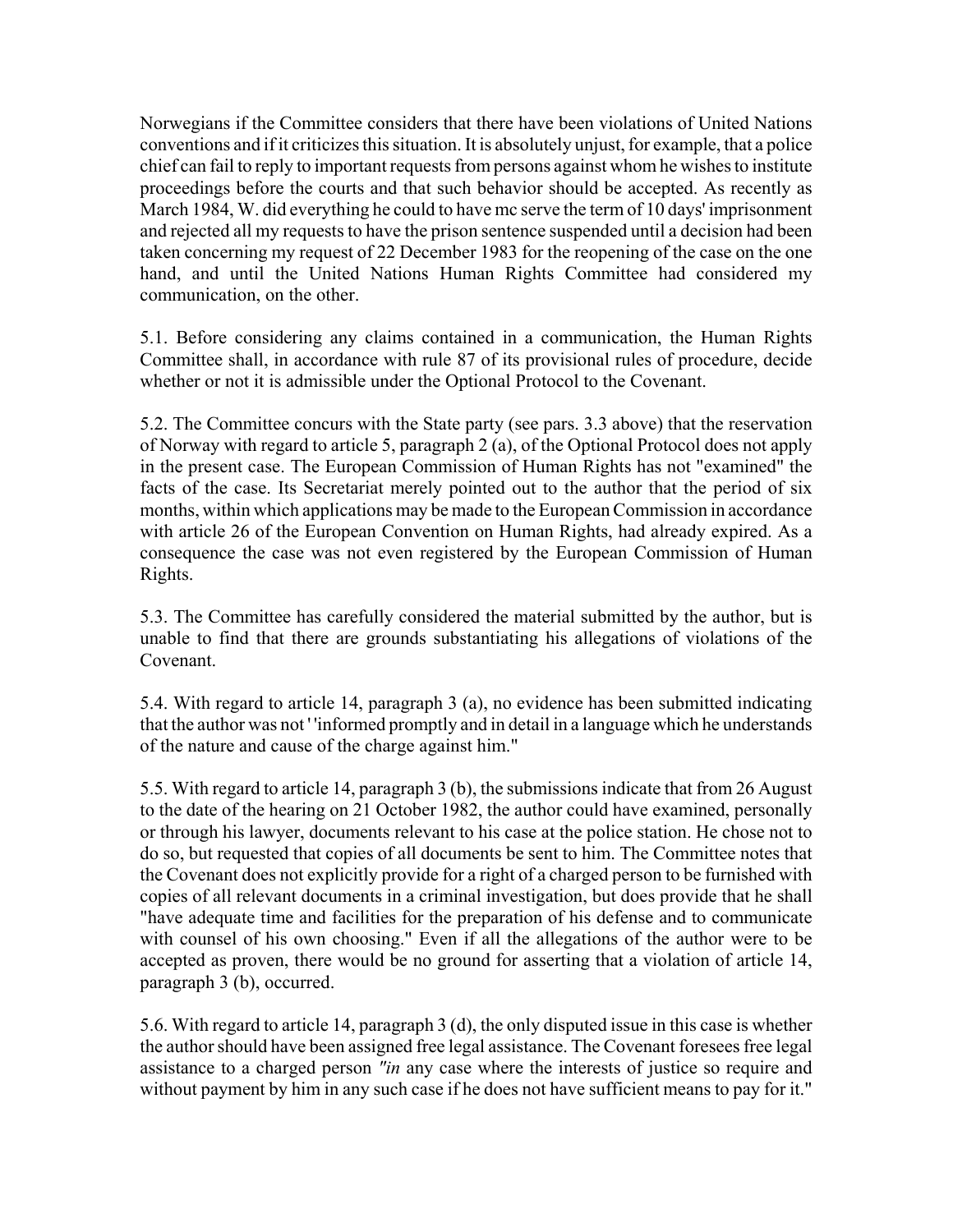Norwegians if the Committee considers that there have been violations of United Nations conventions and if it criticizes this situation. It is absolutely unjust, for example, that a police chief can fail to reply to important requests from persons against whom he wishes to institute proceedings before the courts and that such behavior should be accepted. As recently as March 1984, W. did everything he could to have mc serve the term of 10 days' imprisonment and rejected all my requests to have the prison sentence suspended until a decision had been taken concerning my request of 22 December 1983 for the reopening of the case on the one hand, and until the United Nations Human Rights Committee had considered my communication, on the other.

5.1. Before considering any claims contained in a communication, the Human Rights Committee shall, in accordance with rule 87 of its provisional rules of procedure, decide whether or not it is admissible under the Optional Protocol to the Covenant.

5.2. The Committee concurs with the State party (see pars. 3.3 above) that the reservation of Norway with regard to article 5, paragraph 2 (a), of the Optional Protocol does not apply in the present case. The European Commission of Human Rights has not "examined" the facts of the case. Its Secretariat merely pointed out to the author that the period of six months, within which applications may be made to the European Commission in accordance with article 26 of the European Convention on Human Rights, had already expired. As a consequence the case was not even registered by the European Commission of Human Rights.

5.3. The Committee has carefully considered the material submitted by the author, but is unable to find that there are grounds substantiating his allegations of violations of the Covenant.

5.4. With regard to article 14, paragraph 3 (a), no evidence has been submitted indicating that the author was not ''informed promptly and in detail in a language which he understands of the nature and cause of the charge against him."

5.5. With regard to article 14, paragraph 3 (b), the submissions indicate that from 26 August to the date of the hearing on 21 October 1982, the author could have examined, personally or through his lawyer, documents relevant to his case at the police station. He chose not to do so, but requested that copies of all documents be sent to him. The Committee notes that the Covenant does not explicitly provide for a right of a charged person to be furnished with copies of all relevant documents in a criminal investigation, but does provide that he shall "have adequate time and facilities for the preparation of his defense and to communicate with counsel of his own choosing." Even if all the allegations of the author were to be accepted as proven, there would be no ground for asserting that a violation of article 14, paragraph 3 (b), occurred.

5.6. With regard to article 14, paragraph 3 (d), the only disputed issue in this case is whether the author should have been assigned free legal assistance. The Covenant foresees free legal assistance to a charged person *"in* any case where the interests of justice so require and without payment by him in any such case if he does not have sufficient means to pay for it."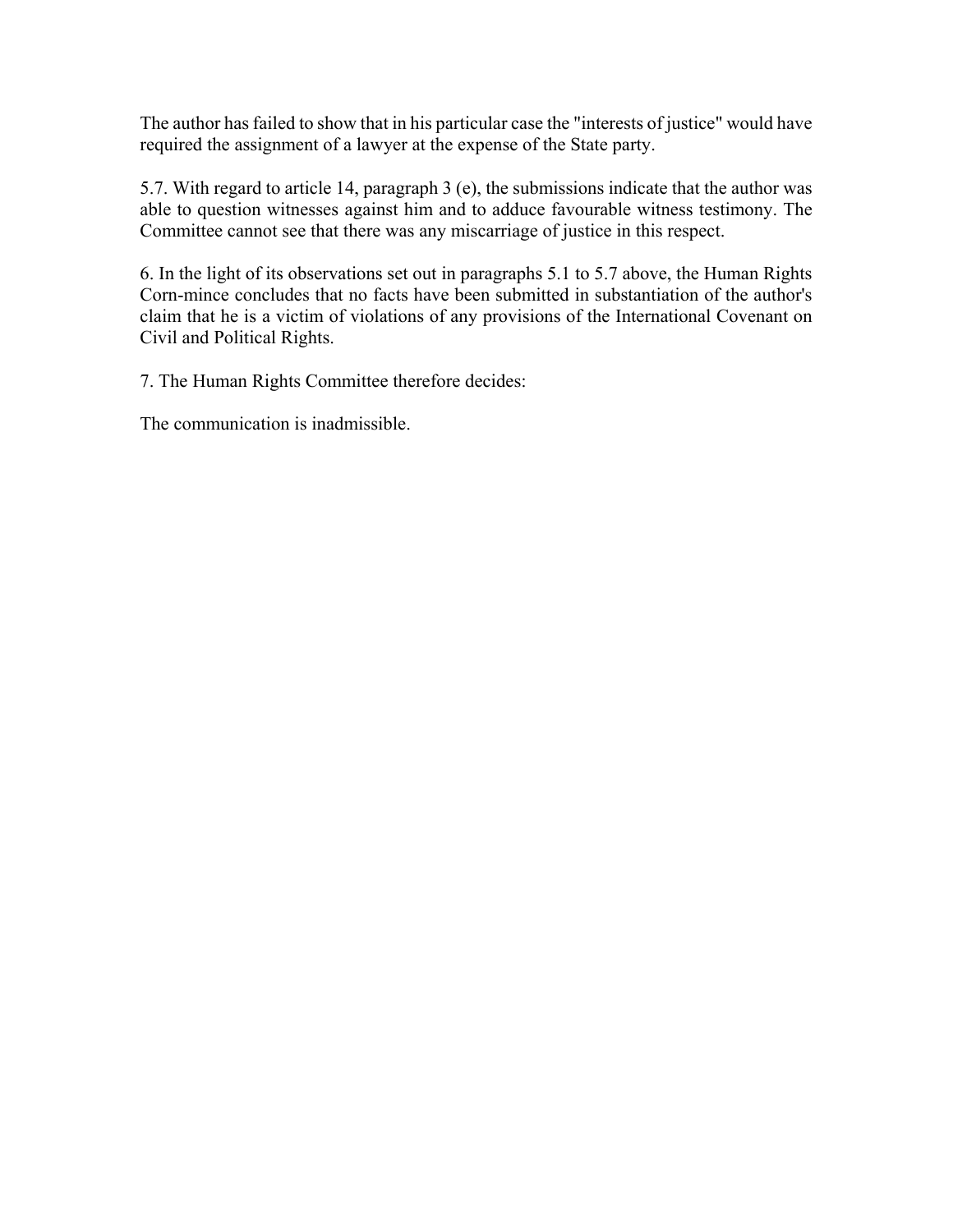The author has failed to show that in his particular case the "interests of justice" would have required the assignment of a lawyer at the expense of the State party.

5.7. With regard to article 14, paragraph 3 (e), the submissions indicate that the author was able to question witnesses against him and to adduce favourable witness testimony. The Committee cannot see that there was any miscarriage of justice in this respect.

6. In the light of its observations set out in paragraphs 5.1 to 5.7 above, the Human Rights Corn-mince concludes that no facts have been submitted in substantiation of the author's claim that he is a victim of violations of any provisions of the International Covenant on Civil and Political Rights.

7. The Human Rights Committee therefore decides:

The communication is inadmissible.